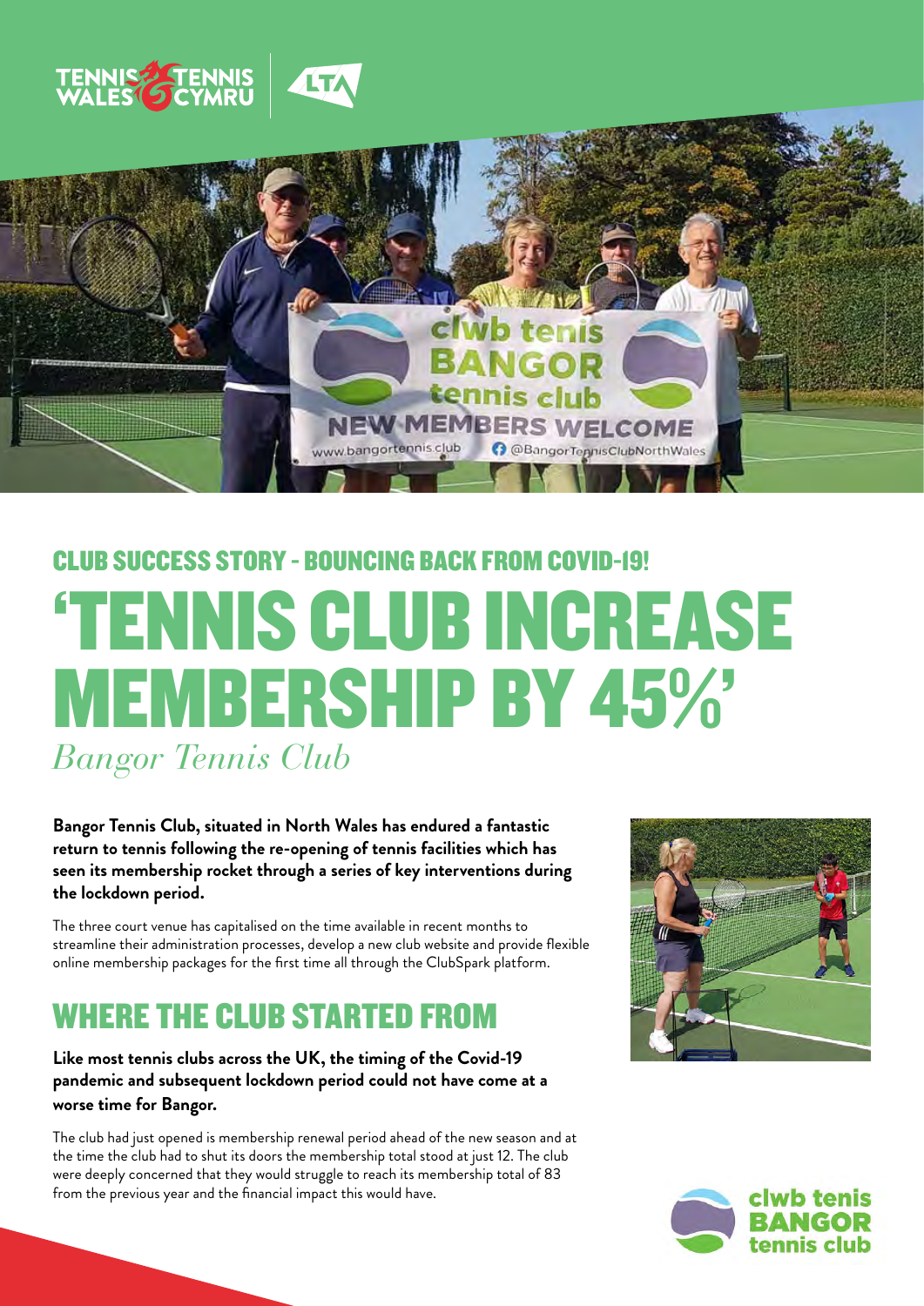## CLUB SUCCESS STORY - BOUNCING BACK FROM COVID-19!

# 'TENNIS CLUB INCREASE MEMBERSHIP BY 45%'

*Bangor Tennis Club*

**Bangor Tennis Club, situated in North Wales has endured a fantastic return to tennis following the re-opening of tennis facilities which has seen its membership rocket through a series of key interventions during the lockdown period.**

The three court venue has capitalised on the time available in recent months to streamline their administration processes, develop a new club website and provide flexible online membership packages for the first time all through the ClubSpark platform.

## WHERE THE CLUB STARTED FROM

**Like most tennis clubs across the UK, the timing of the Covid-19 pandemic and subsequent lockdown period could not have come at a worse time for Bangor.**

The club had just opened is membership renewal period ahead of the new season and at the time the club had to shut its doors the membership total stood at just 12. The club were deeply concerned that they would struggle to reach its membership total of 83 from the previous year and the financial impact this would have.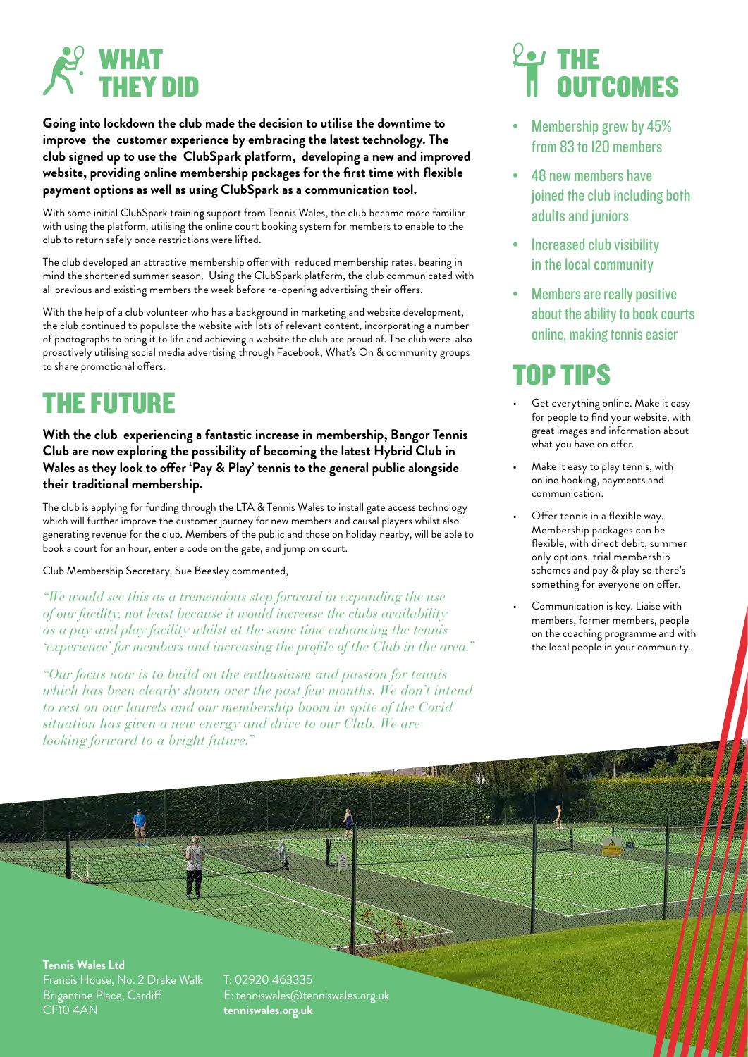## WHAT THEY DID

**Going into lockdown the club made the decision to utilise the downtime to improve the customer experience by embracing the latest technology. The club signed up to use the ClubSpark platform, developing a new and improved website, providing online membership packages for the first time with flexible payment options as well as using ClubSpark as a communication tool.**

With some initial ClubSpark training support from Tennis Wales, the club became more familiar with using the platform, utilising the online court booking system for members to enable to the club to return safely once restrictions were lifted.

The club developed an attractive membership offer with reduced membership rates, bearing in mind the shortened summer season. Using the ClubSpark platform, the club communicated with all previous and existing members the week before re-opening advertising their offers.

With the help of a club volunteer who has a background in marketing and website development, the club continued to populate the website with lots of relevant content, incorporating a number of photographs to bring it to life and achieving a website the club are proud of. The club were also proactively utilising social media advertising through Facebook, What's On & community groups to share promotional offers.

## THE FUTURE

**With the club experiencing a fantastic increase in membership, Bangor Tennis Club are now exploring the possibility of becoming the latest Hybrid Club in Wales as they look to offer 'Pay & Play' tennis to the general public alongside their traditional membership.**

The club is applying for funding through the LTA & Tennis Wales to install gate access technology which will further improve the customer journey for new members and causal players whilst also generating revenue for the club. Members of the public and those on holiday nearby, will be able to book a court for an hour, enter a code on the gate, and jump on court.

Club Membership Secretary, Sue Beesley commented,

*"We would see this as a tremendous step forward in expanding the use of our facility, not least because it would increase the clubs availability as a pay and play facility whilst at the same time enhancing the tennis 'experience' for members and increasing the profile of the Club in the area."*

*"Our focus now is to build on the enthusiasm and passion for tennis which has been clearly shown over the past few months. We don't intend to rest on our laurels and our membership boom in spite of the Covid situation has given a new energy and drive to our Club. We are looking forward to a bright future."*

## THE OUTCOMES

- Membership grew by 45% from 83 to 120 members
- 48 new members have joined the club including both adults and juniors
- Increased club visibility in the local community
- Members are really positive about the ability to book courts online, making tennis easier

## TOP TIPS

- Get everything online. Make it easy for people to find your website, with great images and information about what you have on offer.
- Make it easy to play tennis, with online booking, payments and communication.
- Offer tennis in a flexible way. Membership packages can be flexible, with direct debit, summer only options, trial membership schemes and pay & play so there's something for everyone on offer.
- Communication is key. Liaise with members, former members, people on the coaching programme and with the local people in your community.

**Tennis Wales Ltd**
Francis House, No. 2 Drake Walk
Brigantine Place, Cardiff
CF10 4AN

T: 02920 463335
E: tenniswales@tenniswales.org.uk
**tenniswales.org.uk**